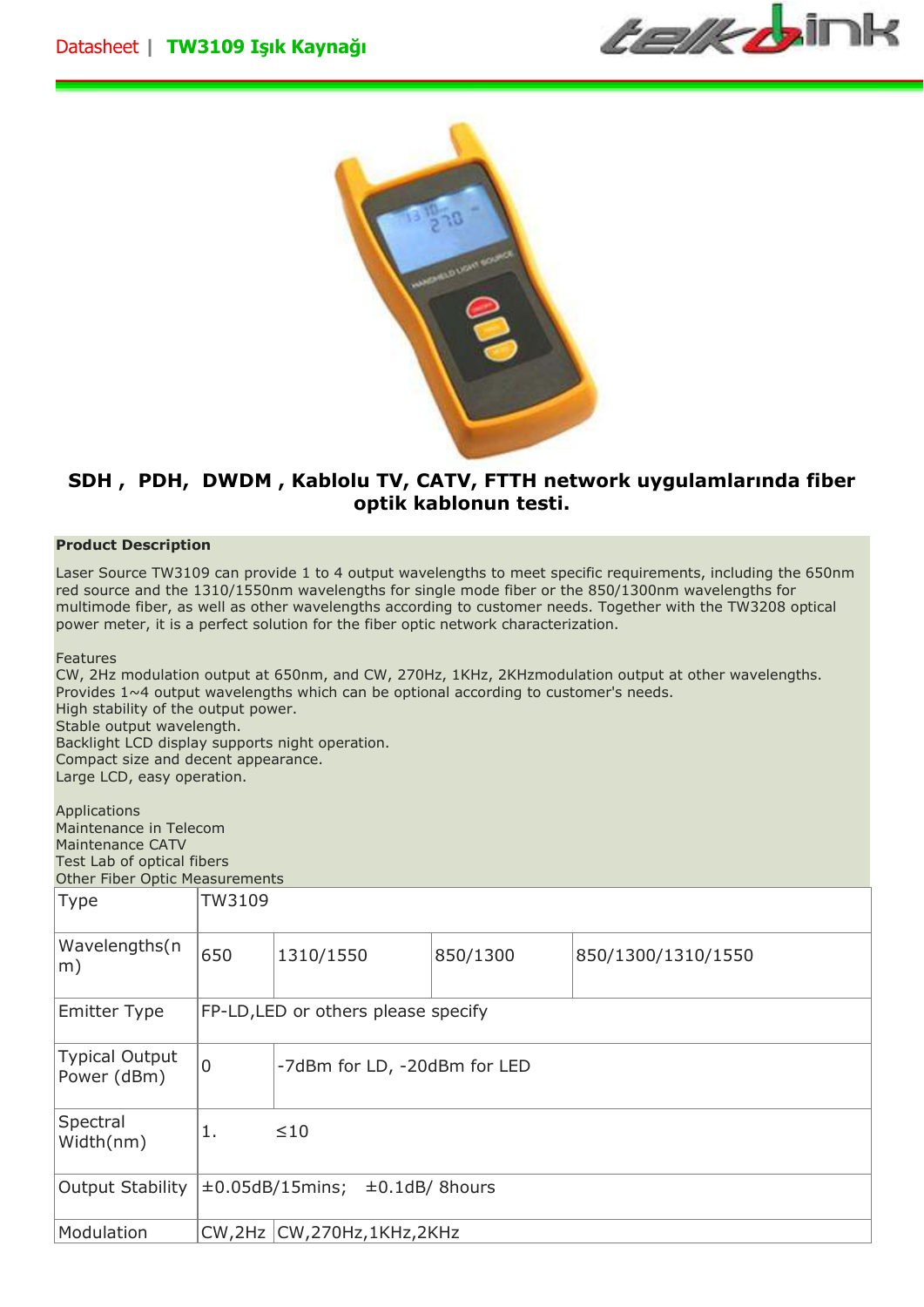# Datasheet | TW3109 Işık Kaynağı

**SDH , PDH, DWDM , Kablolu TV, CATV, FTTH network uygulamlarında fiber optik kablonun testi.**

**Product Description**

Laser Source TW3109 can provide 1 to 4 output wavelengths to meet specific requirements, including the 650nm red source and the 1310/1550nm wavelengths for single mode fiber or the 850/1300nm wavelengths for multimode fiber, as well as other wavelengths according to customer needs. Together with the TW3208 optical power meter, it is a perfect solution for the fiber optic network characterization.

Features
CW, 2Hz modulation output at 650nm, and CW, 270Hz, 1KHz, 2KHzmodulation output at other wavelengths.
Provides 1~4 output wavelengths which can be optional according to customer's needs.
High stability of the output power.
Stable output wavelength.
Backlight LCD display supports night operation.
Compact size and decent appearance.
Large LCD, easy operation.

Applications
Maintenance in Telecom
Maintenance CATV
Test Lab of optical fibers
Other Fiber Optic Measurements

| Type | TW3109 | | | |
|---|---|---|---|---|
| Wavelengths(nm) | 650 | 1310/1550 | 850/1300 | 850/1300/1310/1550 |
| Emitter Type | FP-LD,LED or others please specify | | | |
| Typical Output Power (dBm) | 0 | -7dBm for LD, -20dBm for LED | | |
| Spectral Width(nm) | 1. | ≤10 | | |
| Output Stability | ±0.05dB/15mins; ±0.1dB/ 8hours | | | |
| Modulation | CW,2Hz | CW,270Hz,1KHz,2KHz | | |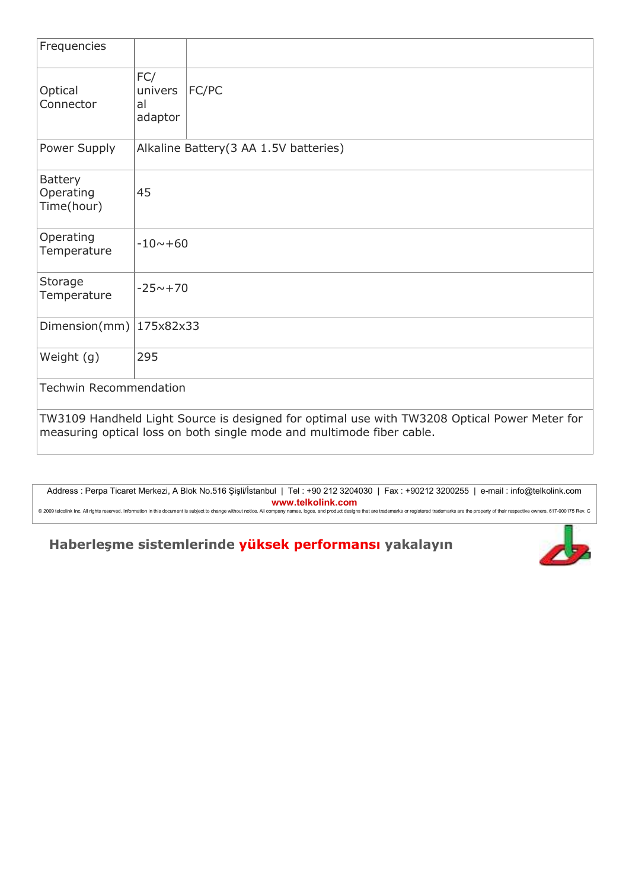| | | |
|---|---|---|
| Frequencies | | |
| Optical Connector | FC/ universal adaptor | FC/PC |
| Power Supply | Alkaline Battery(3 AA 1.5V batteries) | |
| Battery Operating Time(hour) | 45 | |
| Operating Temperature | -10~+60 | |
| Storage Temperature | -25~+70 | |
| Dimension(mm) | 175x82x33 | |
| Weight (g) | 295 | |
| Techwin Recommendation | | |
| TW3109 Handheld Light Source is designed for optimal use with TW3208 Optical Power Meter for measuring optical loss on both single mode and multimode fiber cable. | | |

Address : Perpa Ticaret Merkezi, A Blok No.516 Şişli/İstanbul | Tel : +90 212 3204030 | Fax : +90212 3200255 | e-mail : info@telkolink.com

**www.telkolink.com**

© 2009 telcolink Inc. All rights reserved. Information in this document is subject to change without notice. All company names, logos, and product designs that are trademarks or registered trademarks are the property of their respective owners. 617-000175 Rev. C

**Haberleşme sistemlerinde yüksek performansı yakalayın**